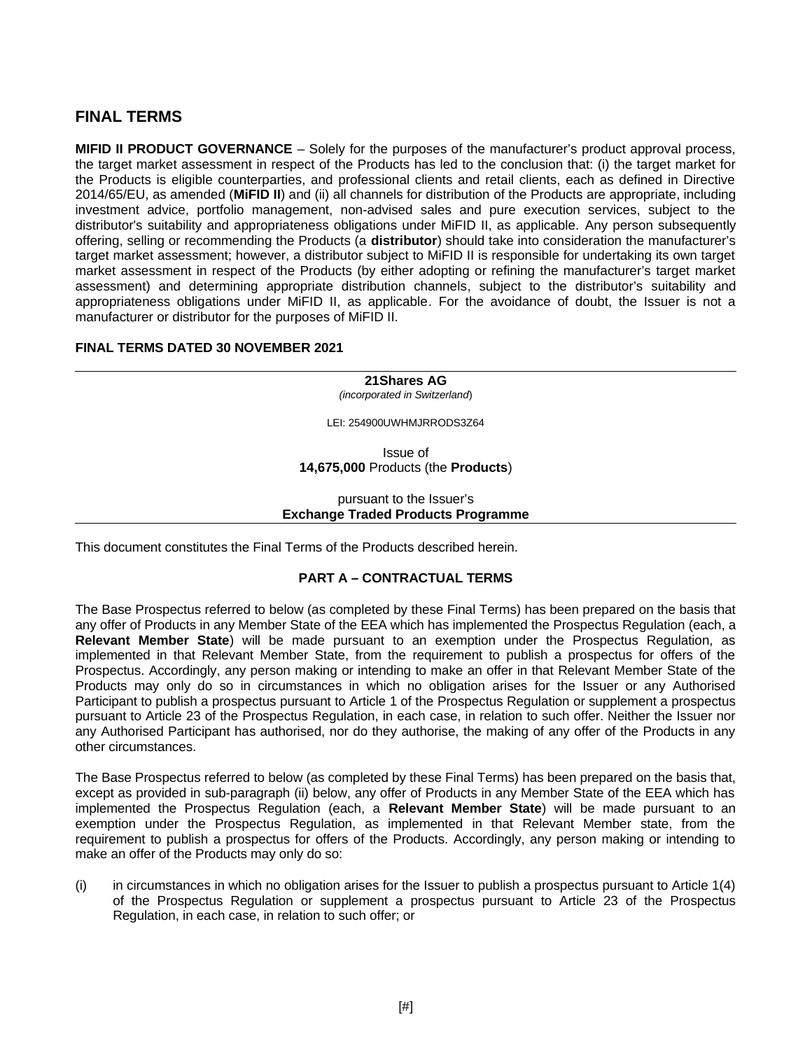# FINAL TERMS

**MIFID II PRODUCT GOVERNANCE** – Solely for the purposes of the manufacturer's product approval process, the target market assessment in respect of the Products has led to the conclusion that: (i) the target market for the Products is eligible counterparties, and professional clients and retail clients, each as defined in Directive 2014/65/EU, as amended (**MiFID II**) and (ii) all channels for distribution of the Products are appropriate, including investment advice, portfolio management, non-advised sales and pure execution services, subject to the distributor's suitability and appropriateness obligations under MiFID II, as applicable. Any person subsequently offering, selling or recommending the Products (a **distributor**) should take into consideration the manufacturer's target market assessment; however, a distributor subject to MiFID II is responsible for undertaking its own target market assessment in respect of the Products (by either adopting or refining the manufacturer's target market assessment) and determining appropriate distribution channels, subject to the distributor's suitability and appropriateness obligations under MiFID II, as applicable. For the avoidance of doubt, the Issuer is not a manufacturer or distributor for the purposes of MiFID II.

**FINAL TERMS DATED 30 NOVEMBER 2021**

---

**21Shares AG**
*(incorporated in Switzerland)*

LEI: 254900UWHMJRRODS3Z64

Issue of
**14,675,000** Products (the **Products**)

pursuant to the Issuer's
**Exchange Traded Products Programme**

---

This document constitutes the Final Terms of the Products described herein.

## PART A – CONTRACTUAL TERMS

The Base Prospectus referred to below (as completed by these Final Terms) has been prepared on the basis that any offer of Products in any Member State of the EEA which has implemented the Prospectus Regulation (each, a **Relevant Member State**) will be made pursuant to an exemption under the Prospectus Regulation, as implemented in that Relevant Member State, from the requirement to publish a prospectus for offers of the Prospectus. Accordingly, any person making or intending to make an offer in that Relevant Member State of the Products may only do so in circumstances in which no obligation arises for the Issuer or any Authorised Participant to publish a prospectus pursuant to Article 1 of the Prospectus Regulation or supplement a prospectus pursuant to Article 23 of the Prospectus Regulation, in each case, in relation to such offer. Neither the Issuer nor any Authorised Participant has authorised, nor do they authorise, the making of any offer of the Products in any other circumstances.

The Base Prospectus referred to below (as completed by these Final Terms) has been prepared on the basis that, except as provided in sub-paragraph (ii) below, any offer of Products in any Member State of the EEA which has implemented the Prospectus Regulation (each, a **Relevant Member State**) will be made pursuant to an exemption under the Prospectus Regulation, as implemented in that Relevant Member state, from the requirement to publish a prospectus for offers of the Products. Accordingly, any person making or intending to make an offer of the Products may only do so:

(i) in circumstances in which no obligation arises for the Issuer to publish a prospectus pursuant to Article 1(4) of the Prospectus Regulation or supplement a prospectus pursuant to Article 23 of the Prospectus Regulation, in each case, in relation to such offer; or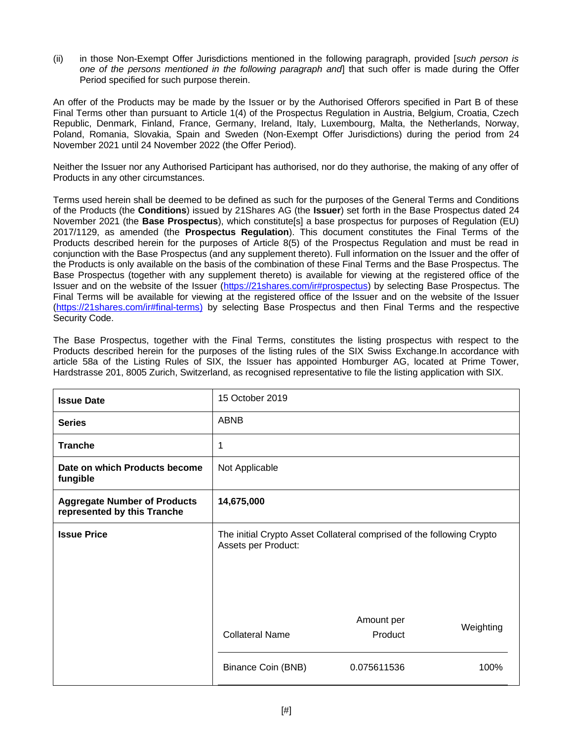(ii) in those Non-Exempt Offer Jurisdictions mentioned in the following paragraph, provided [*such person is one of the persons mentioned in the following paragraph and*] that such offer is made during the Offer Period specified for such purpose therein.

An offer of the Products may be made by the Issuer or by the Authorised Offerors specified in Part B of these Final Terms other than pursuant to Article 1(4) of the Prospectus Regulation in Austria, Belgium, Croatia, Czech Republic, Denmark, Finland, France, Germany, Ireland, Italy, Luxembourg, Malta, the Netherlands, Norway, Poland, Romania, Slovakia, Spain and Sweden (Non-Exempt Offer Jurisdictions) during the period from 24 November 2021 until 24 November 2022 (the Offer Period).

Neither the Issuer nor any Authorised Participant has authorised, nor do they authorise, the making of any offer of Products in any other circumstances.

Terms used herein shall be deemed to be defined as such for the purposes of the General Terms and Conditions of the Products (the **Conditions**) issued by 21Shares AG (the **Issuer**) set forth in the Base Prospectus dated 24 November 2021 (the **Base Prospectus**), which constitute[s] a base prospectus for purposes of Regulation (EU) 2017/1129, as amended (the **Prospectus Regulation**). This document constitutes the Final Terms of the Products described herein for the purposes of Article 8(5) of the Prospectus Regulation and must be read in conjunction with the Base Prospectus (and any supplement thereto). Full information on the Issuer and the offer of the Products is only available on the basis of the combination of these Final Terms and the Base Prospectus. The Base Prospectus (together with any supplement thereto) is available for viewing at the registered office of the Issuer and on the website of the Issuer (https://21shares.com/ir#prospectus) by selecting Base Prospectus. The Final Terms will be available for viewing at the registered office of the Issuer and on the website of the Issuer (https://21shares.com/ir#final-terms) by selecting Base Prospectus and then Final Terms and the respective Security Code.

The Base Prospectus, together with the Final Terms, constitutes the listing prospectus with respect to the Products described herein for the purposes of the listing rules of the SIX Swiss Exchange.In accordance with article 58a of the Listing Rules of SIX, the Issuer has appointed Homburger AG, located at Prime Tower, Hardstrasse 201, 8005 Zurich, Switzerland, as recognised representative to file the listing application with SIX.

| | |
|---|---|
| **Issue Date** | 15 October 2019 |
| **Series** | ABNB |
| **Tranche** | 1 |
| **Date on which Products become fungible** | Not Applicable |
| **Aggregate Number of Products represented by this Tranche** | **14,675,000** |
| **Issue Price** | The initial Crypto Asset Collateral comprised of the following Crypto Assets per Product:<br><br>Collateral Name \| Amount per Product \| Weighting<br>Binance Coin (BNB) \| 0.075611536 \| 100% |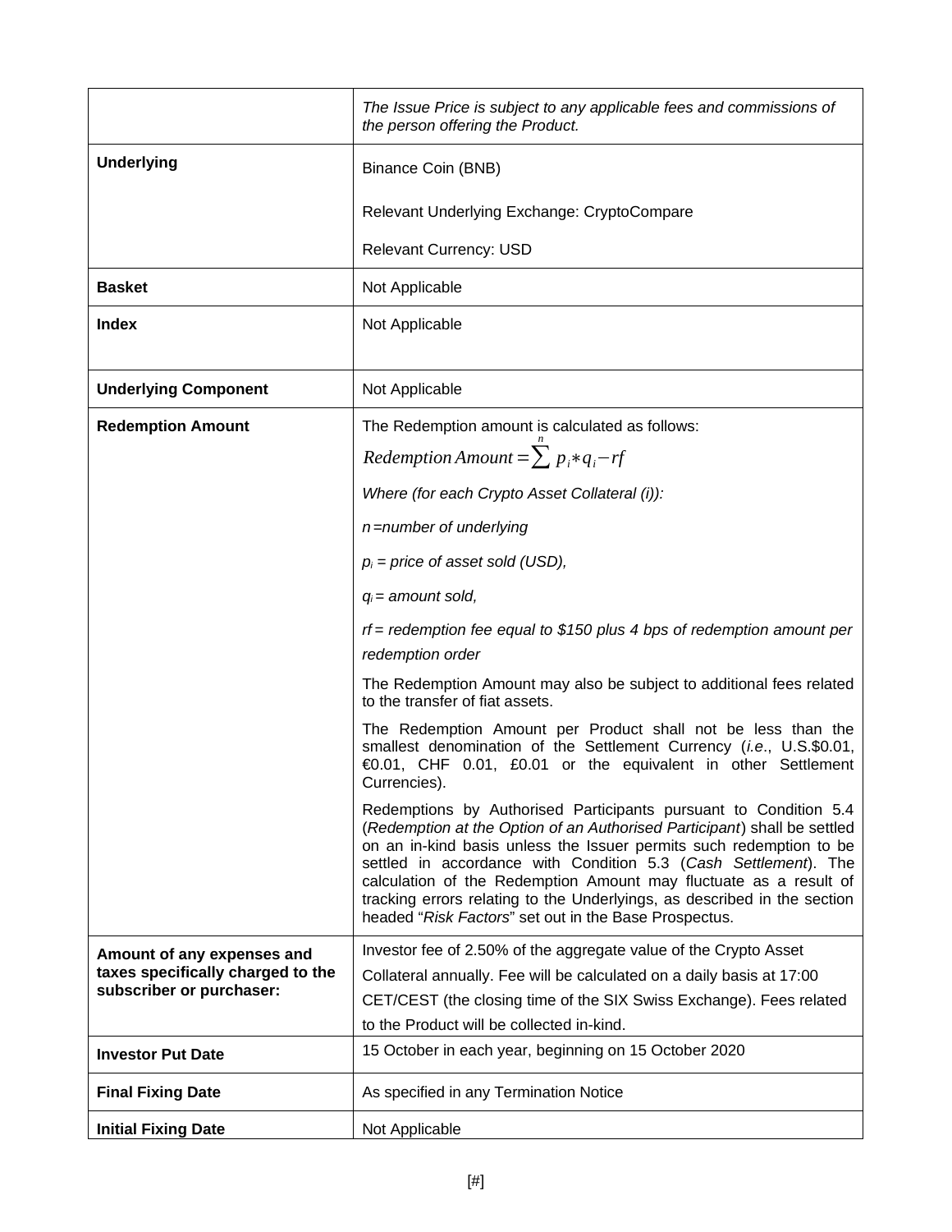| | |
|---|---|
| | *The Issue Price is subject to any applicable fees and commissions of the person offering the Product.* |
| **Underlying** | Binance Coin (BNB)<br><br>Relevant Underlying Exchange: CryptoCompare<br><br>Relevant Currency: USD |
| **Basket** | Not Applicable |
| **Index** | Not Applicable |
| **Underlying Component** | Not Applicable |
| **Redemption Amount** | The Redemption amount is calculated as follows:<br><br>$Redemption\ Amount = \sum^{n} p_i * q_i - rf$<br><br>*Where (for each Crypto Asset Collateral (i)):*<br><br>*$n$ = number of underlying*<br><br>*$p_i$ = price of asset sold (USD),*<br><br>*$q_i$ = amount sold,*<br><br>*$rf$ = redemption fee equal to $150 plus 4 bps of redemption amount per redemption order*<br><br>The Redemption Amount may also be subject to additional fees related to the transfer of fiat assets.<br><br>The Redemption Amount per Product shall not be less than the smallest denomination of the Settlement Currency (*i.e.*, U.S.$0.01, €0.01, CHF 0.01, £0.01 or the equivalent in other Settlement Currencies).<br><br>Redemptions by Authorised Participants pursuant to Condition 5.4 (*Redemption at the Option of an Authorised Participant*) shall be settled on an in-kind basis unless the Issuer permits such redemption to be settled in accordance with Condition 5.3 (*Cash Settlement*). The calculation of the Redemption Amount may fluctuate as a result of tracking errors relating to the Underlyings, as described in the section headed "*Risk Factors*" set out in the Base Prospectus. |
| **Amount of any expenses and taxes specifically charged to the subscriber or purchaser:** | Investor fee of 2.50% of the aggregate value of the Crypto Asset Collateral annually. Fee will be calculated on a daily basis at 17:00 CET/CEST (the closing time of the SIX Swiss Exchange). Fees related to the Product will be collected in-kind. |
| **Investor Put Date** | 15 October in each year, beginning on 15 October 2020 |
| **Final Fixing Date** | As specified in any Termination Notice |
| **Initial Fixing Date** | Not Applicable |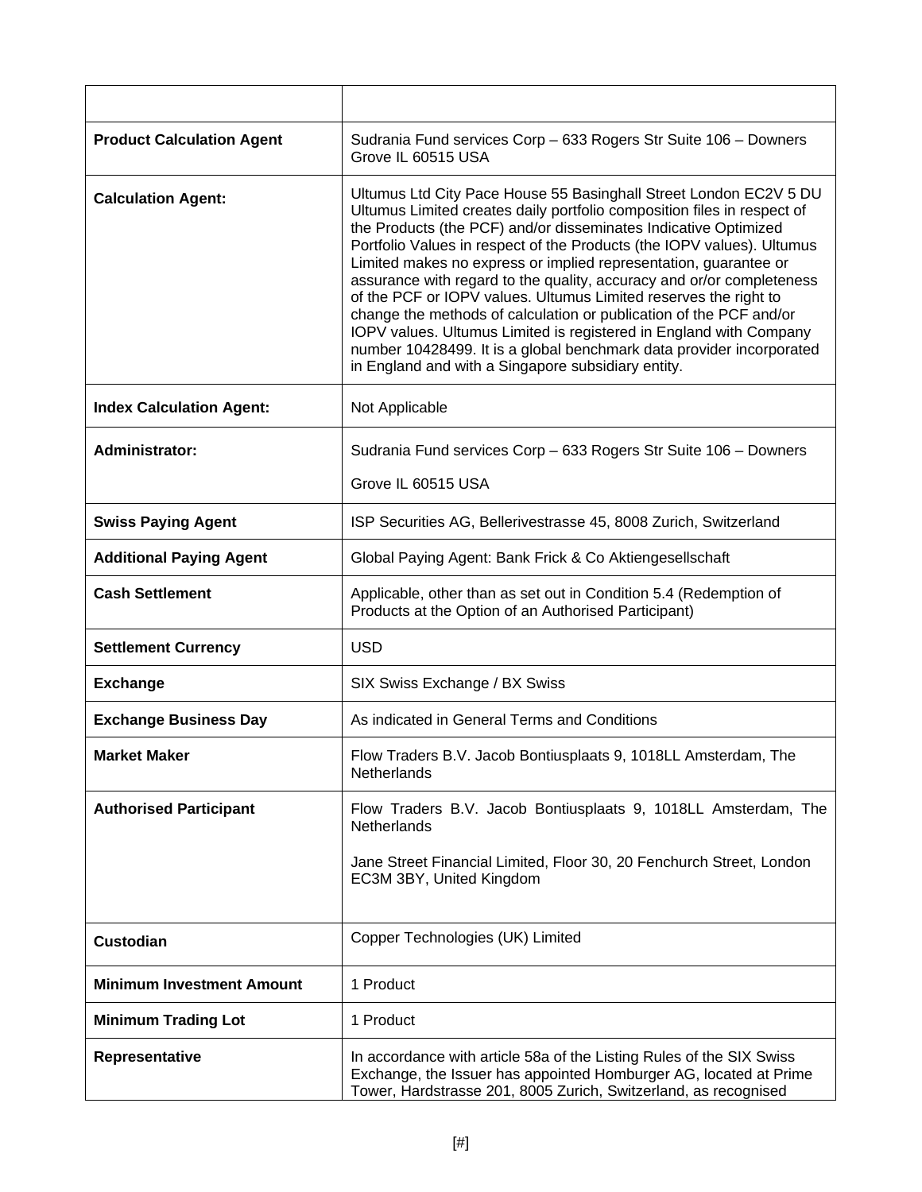| | |
|---|---|
| **Product Calculation Agent** | Sudrania Fund services Corp – 633 Rogers Str Suite 106 – Downers Grove IL 60515 USA |
| **Calculation Agent:** | Ultumus Ltd City Pace House 55 Basinghall Street London EC2V 5 DU Ultumus Limited creates daily portfolio composition files in respect of the Products (the PCF) and/or disseminates Indicative Optimized Portfolio Values in respect of the Products (the IOPV values). Ultumus Limited makes no express or implied representation, guarantee or assurance with regard to the quality, accuracy and or/or completeness of the PCF or IOPV values. Ultumus Limited reserves the right to change the methods of calculation or publication of the PCF and/or IOPV values. Ultumus Limited is registered in England with Company number 10428499. It is a global benchmark data provider incorporated in England and with a Singapore subsidiary entity. |
| **Index Calculation Agent:** | Not Applicable |
| **Administrator:** | Sudrania Fund services Corp – 633 Rogers Str Suite 106 – Downers Grove IL 60515 USA |
| **Swiss Paying Agent** | ISP Securities AG, Bellerivestrasse 45, 8008 Zurich, Switzerland |
| **Additional Paying Agent** | Global Paying Agent: Bank Frick & Co Aktiengesellschaft |
| **Cash Settlement** | Applicable, other than as set out in Condition 5.4 (Redemption of Products at the Option of an Authorised Participant) |
| **Settlement Currency** | USD |
| **Exchange** | SIX Swiss Exchange / BX Swiss |
| **Exchange Business Day** | As indicated in General Terms and Conditions |
| **Market Maker** | Flow Traders B.V. Jacob Bontiusplaats 9, 1018LL Amsterdam, The Netherlands |
| **Authorised Participant** | Flow Traders B.V. Jacob Bontiusplaats 9, 1018LL Amsterdam, The Netherlands<br><br>Jane Street Financial Limited, Floor 30, 20 Fenchurch Street, London EC3M 3BY, United Kingdom |
| **Custodian** | Copper Technologies (UK) Limited |
| **Minimum Investment Amount** | 1 Product |
| **Minimum Trading Lot** | 1 Product |
| **Representative** | In accordance with article 58a of the Listing Rules of the SIX Swiss Exchange, the Issuer has appointed Homburger AG, located at Prime Tower, Hardstrasse 201, 8005 Zurich, Switzerland, as recognised |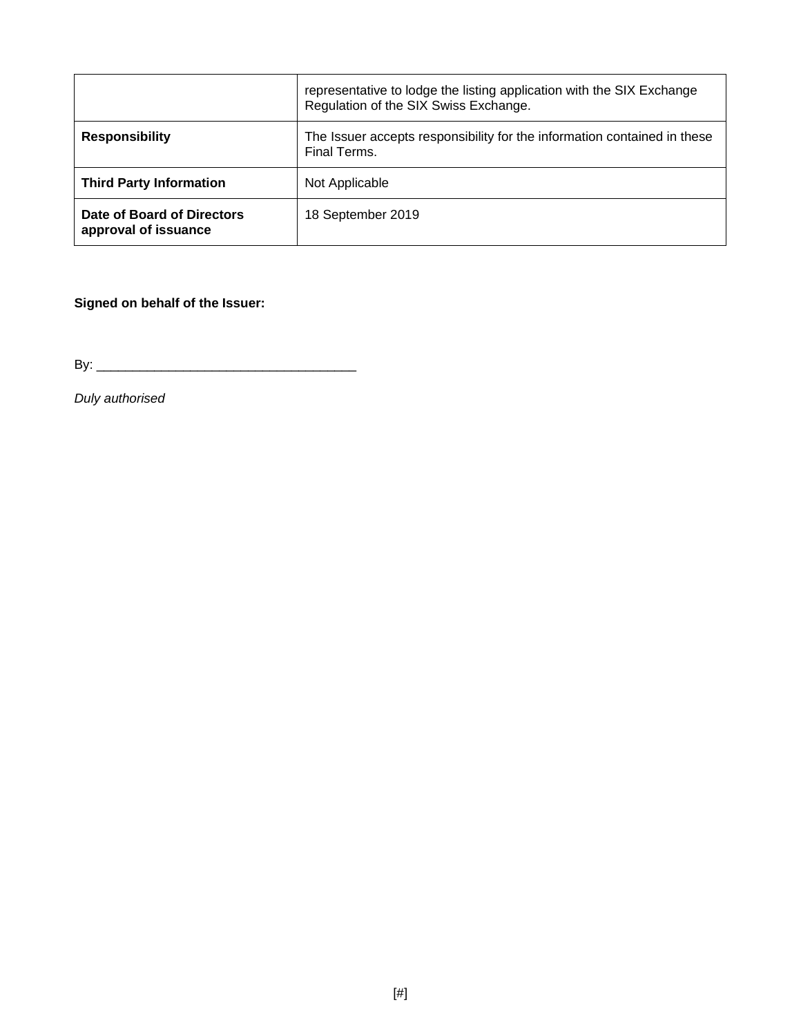| | |
|---|---|
| | representative to lodge the listing application with the SIX Exchange Regulation of the SIX Swiss Exchange. |
| **Responsibility** | The Issuer accepts responsibility for the information contained in these Final Terms. |
| **Third Party Information** | Not Applicable |
| **Date of Board of Directors approval of issuance** | 18 September 2019 |

**Signed on behalf of the Issuer:**

By: ____________________________________

*Duly authorised*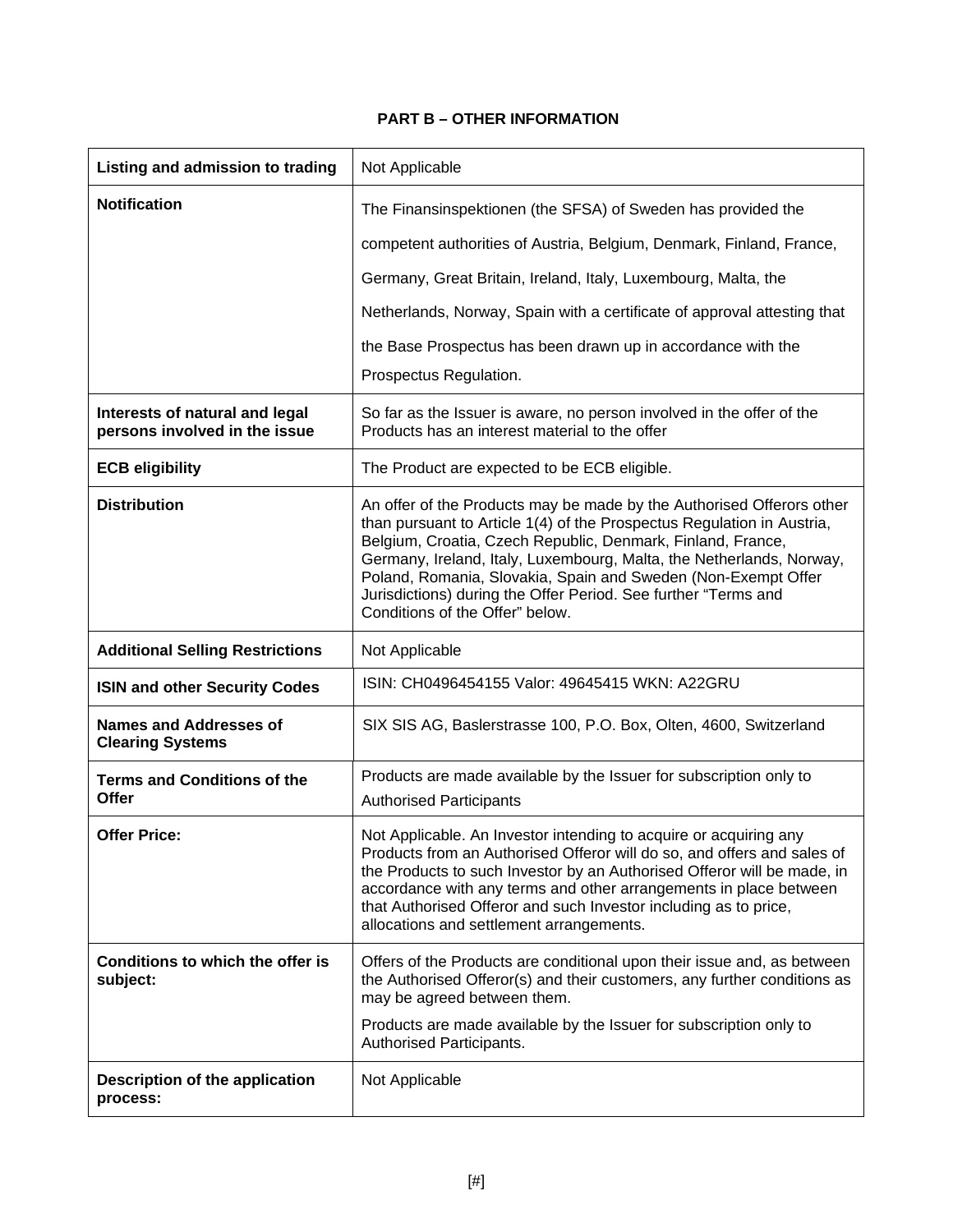## PART B – OTHER INFORMATION

| | |
|---|---|
| **Listing and admission to trading** | Not Applicable |
| **Notification** | The Finansinspektionen (the SFSA) of Sweden has provided the competent authorities of Austria, Belgium, Denmark, Finland, France, Germany, Great Britain, Ireland, Italy, Luxembourg, Malta, the Netherlands, Norway, Spain with a certificate of approval attesting that the Base Prospectus has been drawn up in accordance with the Prospectus Regulation. |
| **Interests of natural and legal persons involved in the issue** | So far as the Issuer is aware, no person involved in the offer of the Products has an interest material to the offer |
| **ECB eligibility** | The Product are expected to be ECB eligible. |
| **Distribution** | An offer of the Products may be made by the Authorised Offerors other than pursuant to Article 1(4) of the Prospectus Regulation in Austria, Belgium, Croatia, Czech Republic, Denmark, Finland, France, Germany, Ireland, Italy, Luxembourg, Malta, the Netherlands, Norway, Poland, Romania, Slovakia, Spain and Sweden (Non-Exempt Offer Jurisdictions) during the Offer Period. See further "Terms and Conditions of the Offer" below. |
| **Additional Selling Restrictions** | Not Applicable |
| **ISIN and other Security Codes** | ISIN: CH0496454155 Valor: 49645415 WKN: A22GRU |
| **Names and Addresses of Clearing Systems** | SIX SIS AG, Baslerstrasse 100, P.O. Box, Olten, 4600, Switzerland |
| **Terms and Conditions of the Offer** | Products are made available by the Issuer for subscription only to Authorised Participants |
| **Offer Price:** | Not Applicable. An Investor intending to acquire or acquiring any Products from an Authorised Offeror will do so, and offers and sales of the Products to such Investor by an Authorised Offeror will be made, in accordance with any terms and other arrangements in place between that Authorised Offeror and such Investor including as to price, allocations and settlement arrangements. |
| **Conditions to which the offer is subject:** | Offers of the Products are conditional upon their issue and, as between the Authorised Offeror(s) and their customers, any further conditions as may be agreed between them.<br><br>Products are made available by the Issuer for subscription only to Authorised Participants. |
| **Description of the application process:** | Not Applicable |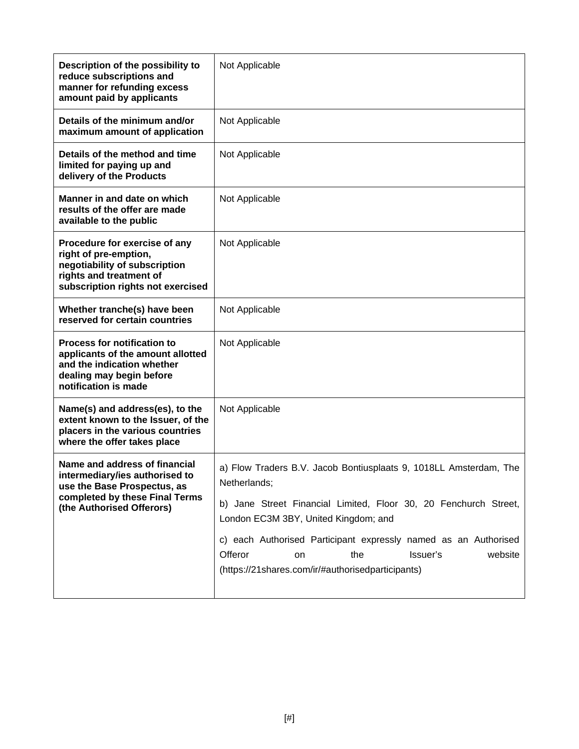| | |
|---|---|
| **Description of the possibility to reduce subscriptions and manner for refunding excess amount paid by applicants** | Not Applicable |
| **Details of the minimum and/or maximum amount of application** | Not Applicable |
| **Details of the method and time limited for paying up and delivery of the Products** | Not Applicable |
| **Manner in and date on which results of the offer are made available to the public** | Not Applicable |
| **Procedure for exercise of any right of pre-emption, negotiability of subscription rights and treatment of subscription rights not exercised** | Not Applicable |
| **Whether tranche(s) have been reserved for certain countries** | Not Applicable |
| **Process for notification to applicants of the amount allotted and the indication whether dealing may begin before notification is made** | Not Applicable |
| **Name(s) and address(es), to the extent known to the Issuer, of the placers in the various countries where the offer takes place** | Not Applicable |
| **Name and address of financial intermediary/ies authorised to use the Base Prospectus, as completed by these Final Terms (the Authorised Offerors)** | a) Flow Traders B.V. Jacob Bontiusplaats 9, 1018LL Amsterdam, The Netherlands;<br><br>b) Jane Street Financial Limited, Floor 30, 20 Fenchurch Street, London EC3M 3BY, United Kingdom; and<br><br>c) each Authorised Participant expressly named as an Authorised Offeror on the Issuer's website (https://21shares.com/ir/#authorisedparticipants) |